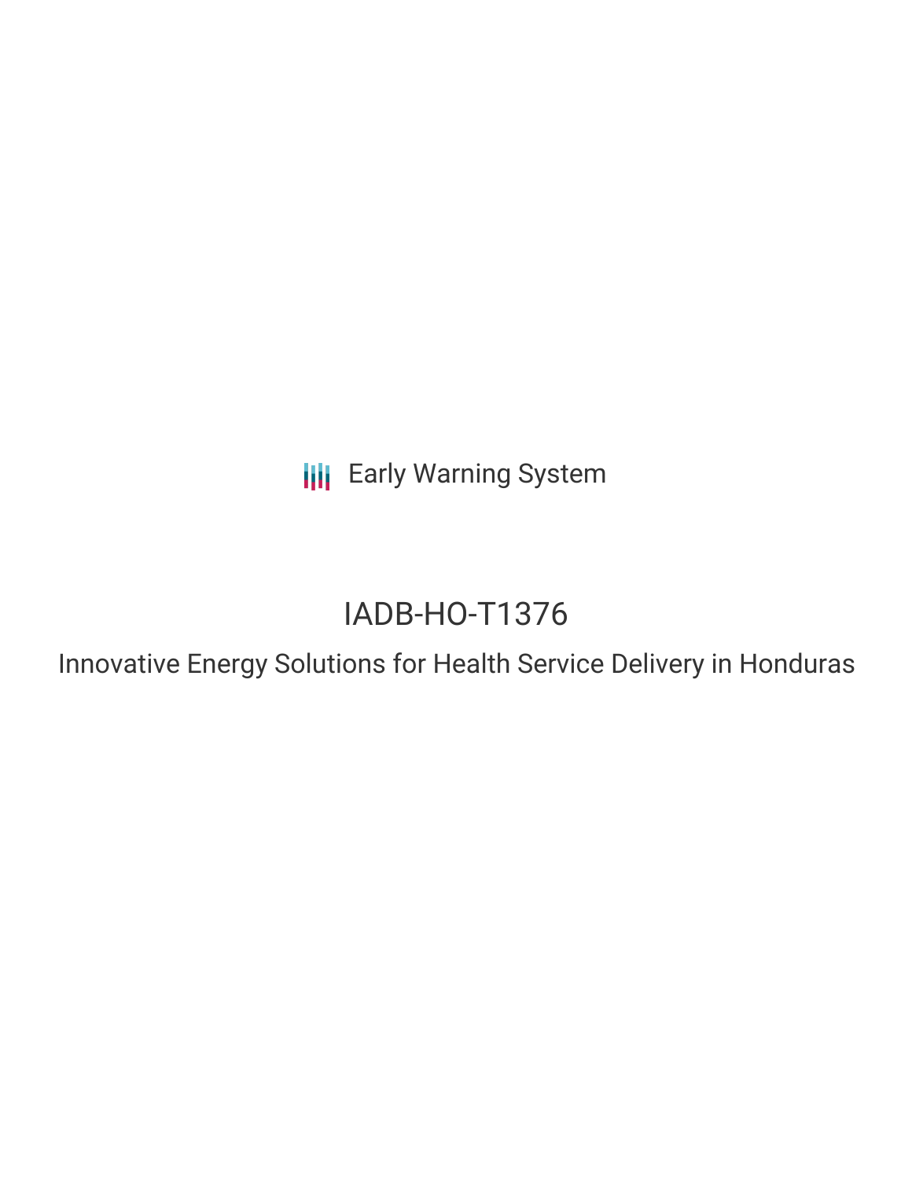Early Warning System

# IADB-HO-T1376

## Innovative Energy Solutions for Health Service Delivery in Honduras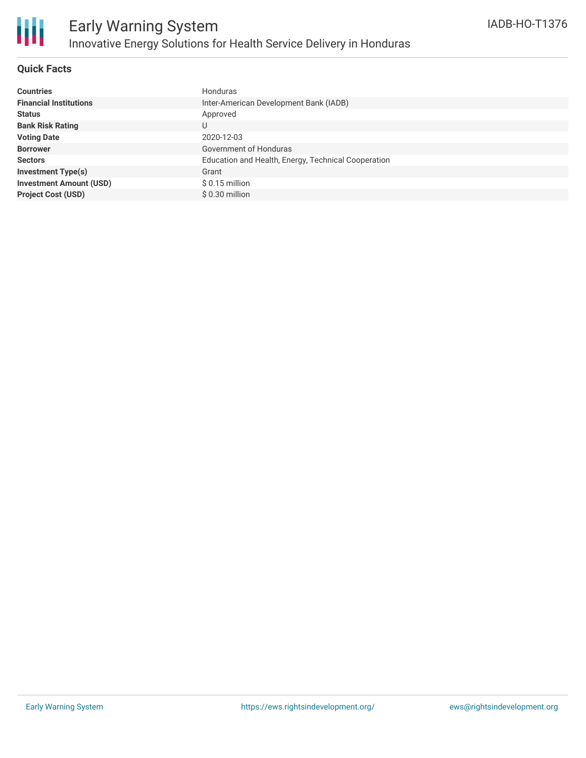# Early Warning System

## Innovative Energy Solutions for Health Service Delivery in Honduras

IADB-HO-T1376

### Quick Facts

| | |
|---|---|
| **Countries** | Honduras |
| **Financial Institutions** | Inter-American Development Bank (IADB) |
| **Status** | Approved |
| **Bank Risk Rating** | U |
| **Voting Date** | 2020-12-03 |
| **Borrower** | Government of Honduras |
| **Sectors** | Education and Health, Energy, Technical Cooperation |
| **Investment Type(s)** | Grant |
| **Investment Amount (USD)** | $ 0.15 million |
| **Project Cost (USD)** | $ 0.30 million |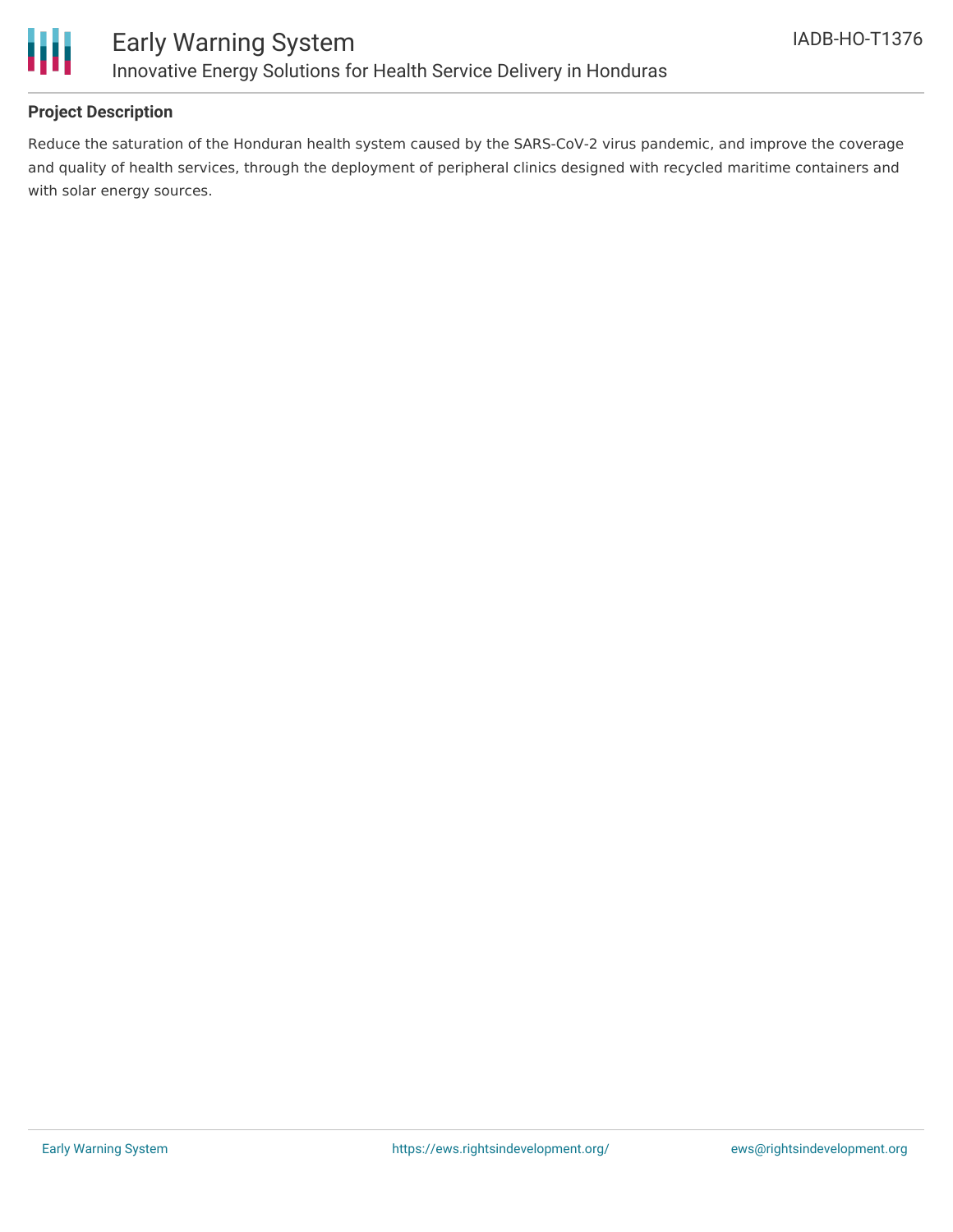## Project Description

Reduce the saturation of the Honduran health system caused by the SARS-CoV-2 virus pandemic, and improve the coverage and quality of health services, through the deployment of peripheral clinics designed with recycled maritime containers and with solar energy sources.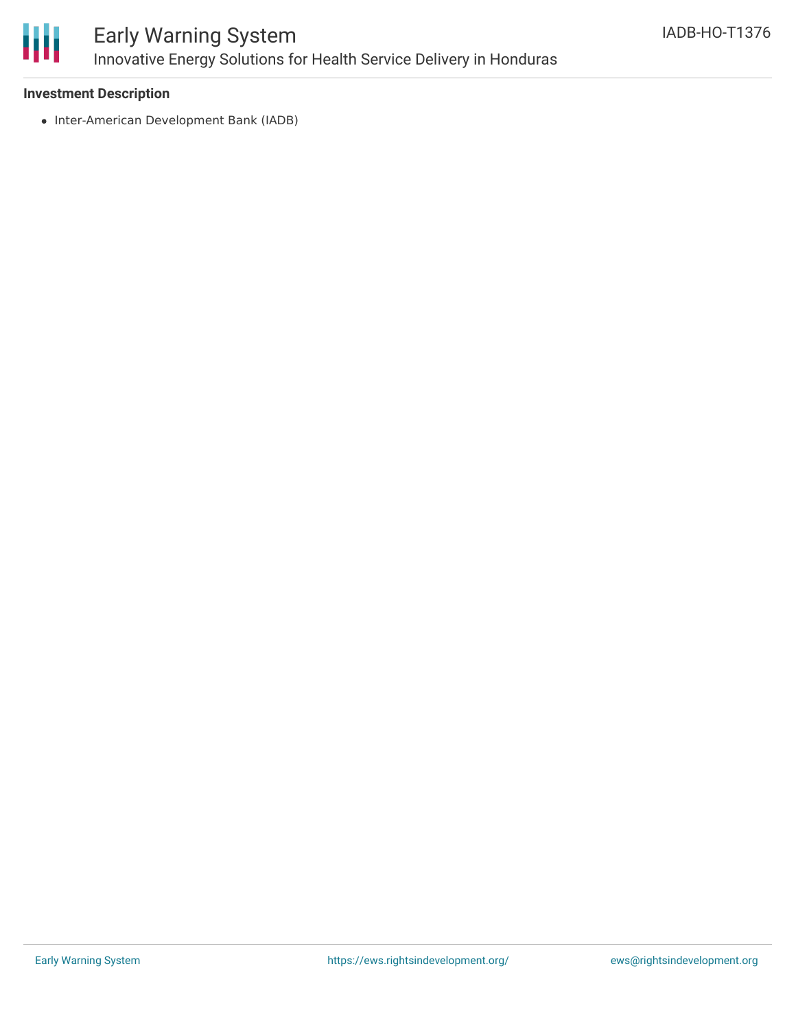**Investment Description**

- Inter-American Development Bank (IADB)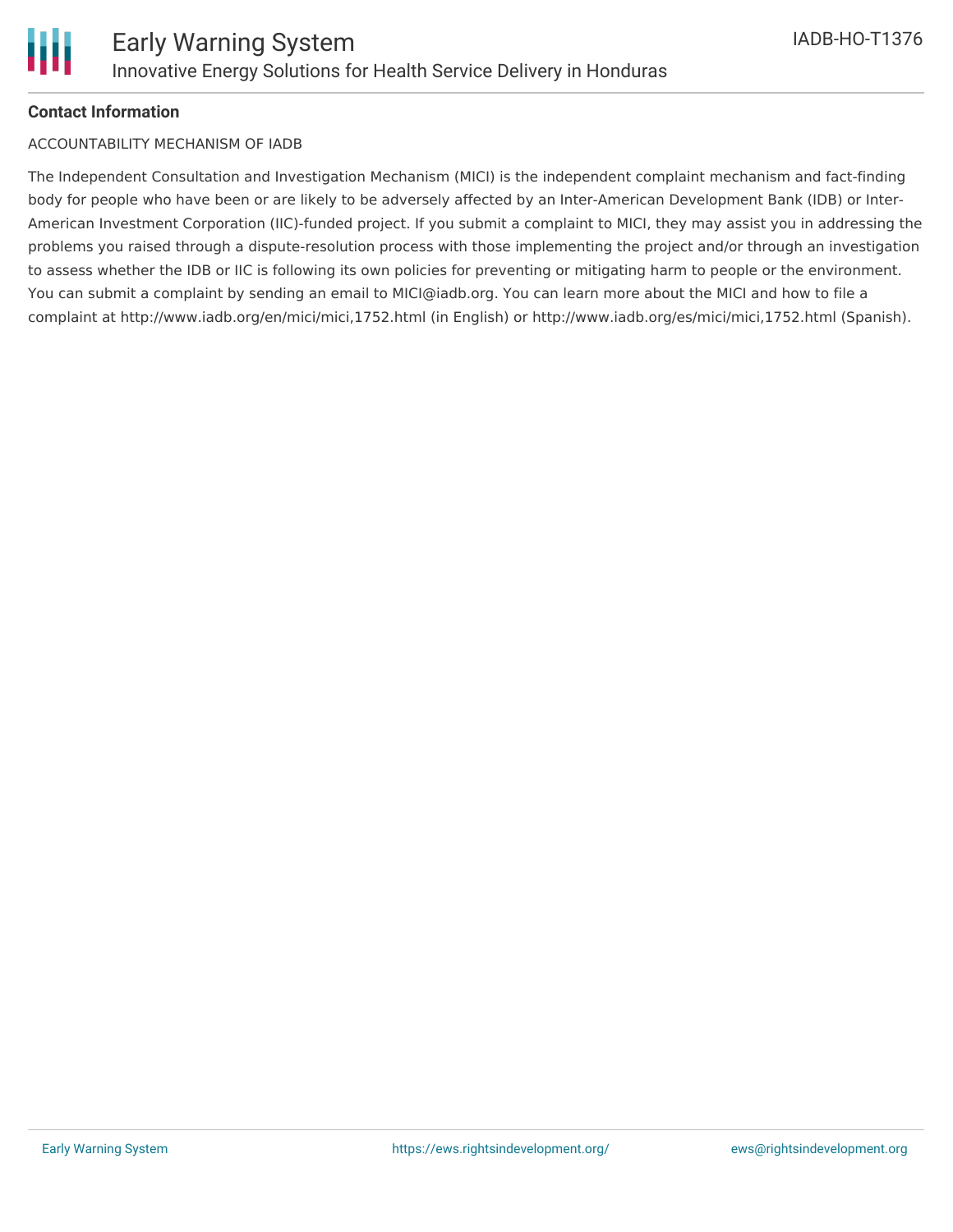**Contact Information**

ACCOUNTABILITY MECHANISM OF IADB

The Independent Consultation and Investigation Mechanism (MICI) is the independent complaint mechanism and fact-finding body for people who have been or are likely to be adversely affected by an Inter-American Development Bank (IDB) or Inter-American Investment Corporation (IIC)-funded project. If you submit a complaint to MICI, they may assist you in addressing the problems you raised through a dispute-resolution process with those implementing the project and/or through an investigation to assess whether the IDB or IIC is following its own policies for preventing or mitigating harm to people or the environment. You can submit a complaint by sending an email to MICI@iadb.org. You can learn more about the MICI and how to file a complaint at http://www.iadb.org/en/mici/mici,1752.html (in English) or http://www.iadb.org/es/mici/mici,1752.html (Spanish).